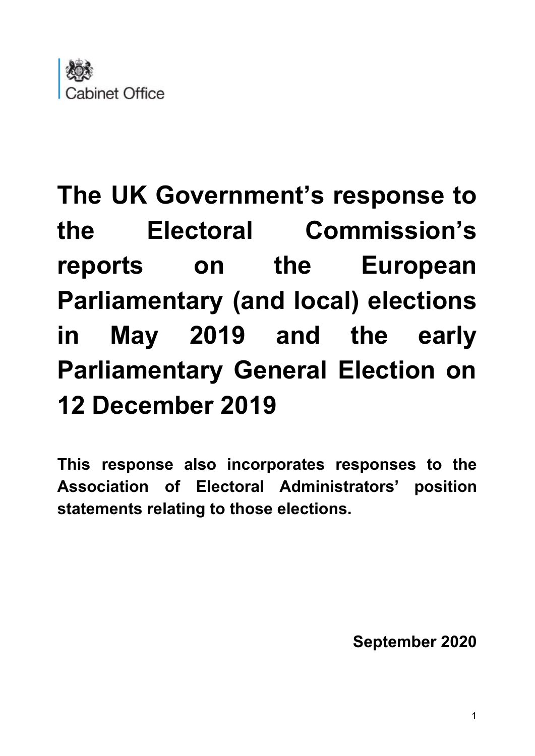Cabinet Office

# The UK Government's response to the Electoral Commission's reports on the European Parliamentary (and local) elections in May 2019 and the early Parliamentary General Election on 12 December 2019

**This response also incorporates responses to the Association of Electoral Administrators' position statements relating to those elections.**

**September 2020**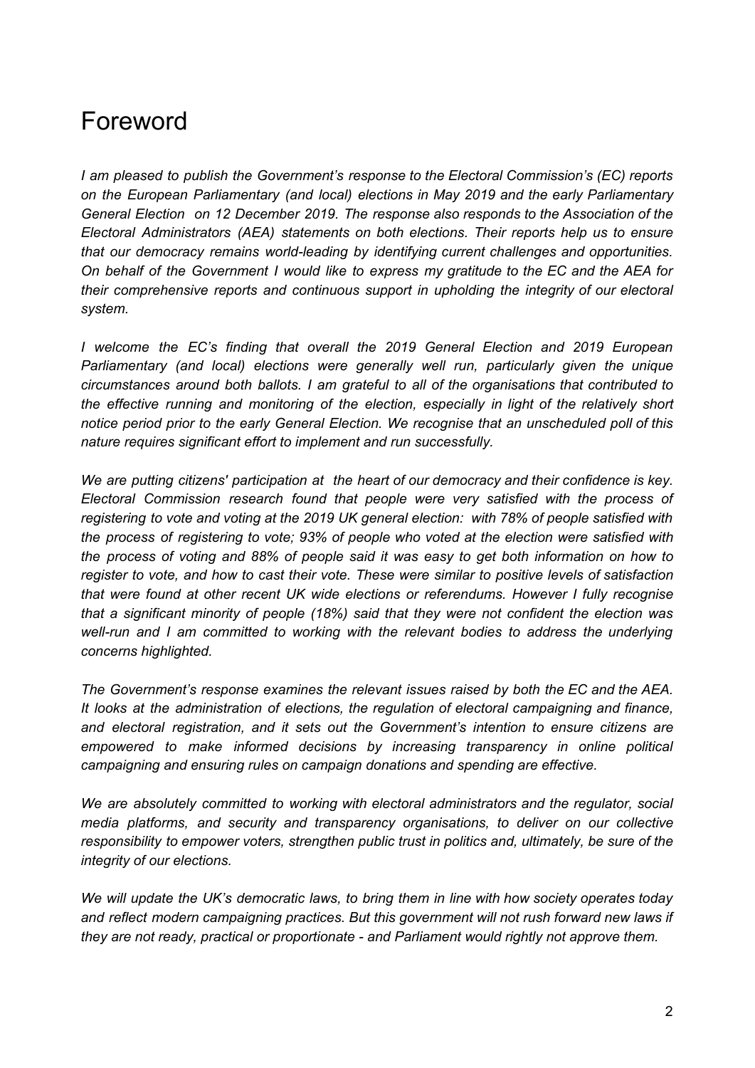# Foreword

*I am pleased to publish the Government's response to the Electoral Commission's (EC) reports on the European Parliamentary (and local) elections in May 2019 and the early Parliamentary General Election on 12 December 2019. The response also responds to the Association of the Electoral Administrators (AEA) statements on both elections. Their reports help us to ensure that our democracy remains world-leading by identifying current challenges and opportunities. On behalf of the Government I would like to express my gratitude to the EC and the AEA for their comprehensive reports and continuous support in upholding the integrity of our electoral system.*

*I welcome the EC's finding that overall the 2019 General Election and 2019 European Parliamentary (and local) elections were generally well run, particularly given the unique circumstances around both ballots. I am grateful to all of the organisations that contributed to the effective running and monitoring of the election, especially in light of the relatively short notice period prior to the early General Election. We recognise that an unscheduled poll of this nature requires significant effort to implement and run successfully.*

*We are putting citizens' participation at the heart of our democracy and their confidence is key. Electoral Commission research found that people were very satisfied with the process of registering to vote and voting at the 2019 UK general election: with 78% of people satisfied with the process of registering to vote; 93% of people who voted at the election were satisfied with the process of voting and 88% of people said it was easy to get both information on how to register to vote, and how to cast their vote. These were similar to positive levels of satisfaction that were found at other recent UK wide elections or referendums. However I fully recognise that a significant minority of people (18%) said that they were not confident the election was well-run and I am committed to working with the relevant bodies to address the underlying concerns highlighted.*

*The Government's response examines the relevant issues raised by both the EC and the AEA. It looks at the administration of elections, the regulation of electoral campaigning and finance, and electoral registration, and it sets out the Government's intention to ensure citizens are empowered to make informed decisions by increasing transparency in online political campaigning and ensuring rules on campaign donations and spending are effective.*

*We are absolutely committed to working with electoral administrators and the regulator, social media platforms, and security and transparency organisations, to deliver on our collective responsibility to empower voters, strengthen public trust in politics and, ultimately, be sure of the integrity of our elections.*

*We will update the UK's democratic laws, to bring them in line with how society operates today and reflect modern campaigning practices. But this government will not rush forward new laws if they are not ready, practical or proportionate - and Parliament would rightly not approve them.*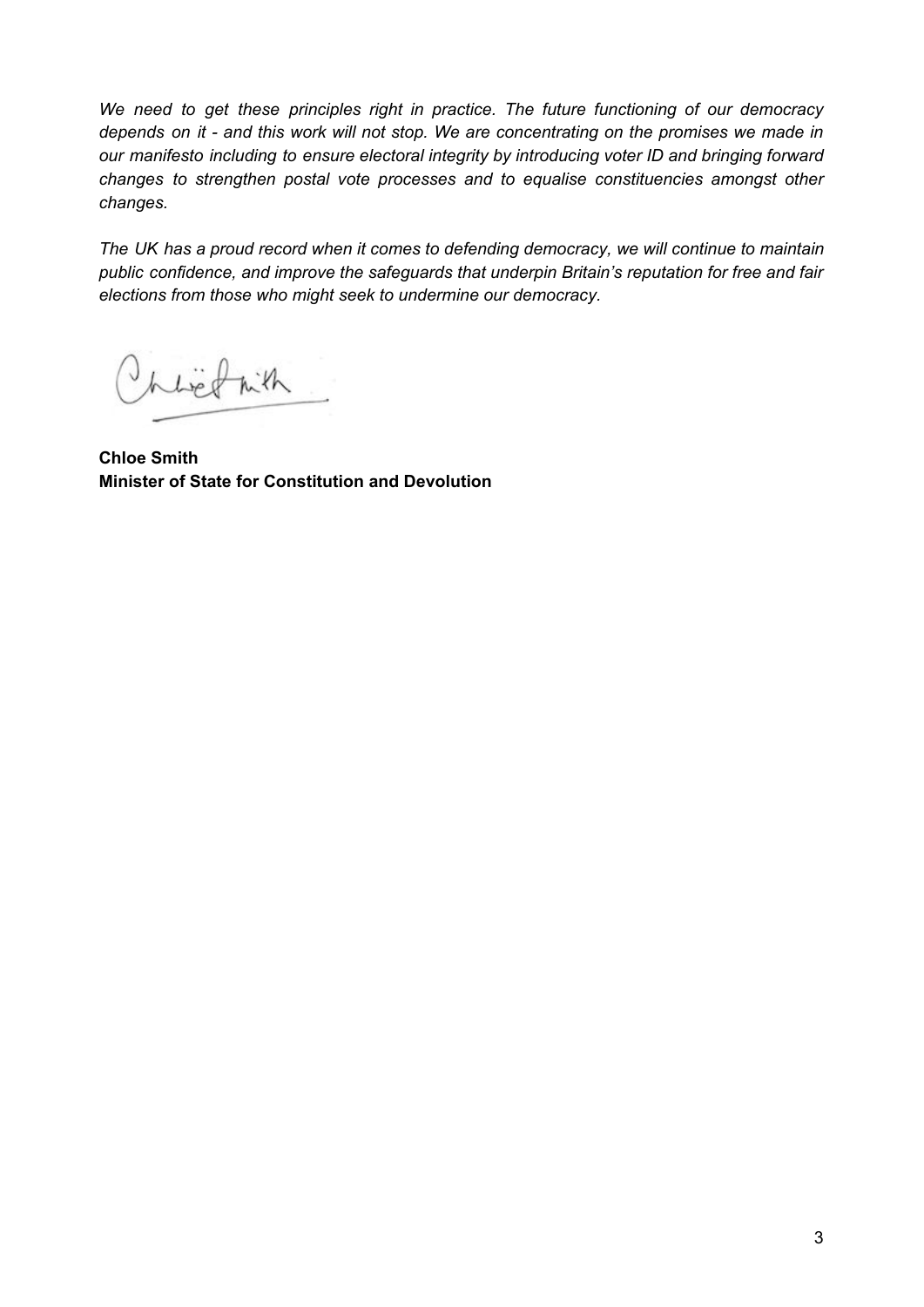*We need to get these principles right in practice. The future functioning of our democracy depends on it - and this work will not stop. We are concentrating on the promises we made in our manifesto including to ensure electoral integrity by introducing voter ID and bringing forward changes to strengthen postal vote processes and to equalise constituencies amongst other changes.*

*The UK has a proud record when it comes to defending democracy, we will continue to maintain public confidence, and improve the safeguards that underpin Britain's reputation for free and fair elections from those who might seek to undermine our democracy.*

**Chloe Smith**
**Minister of State for Constitution and Devolution**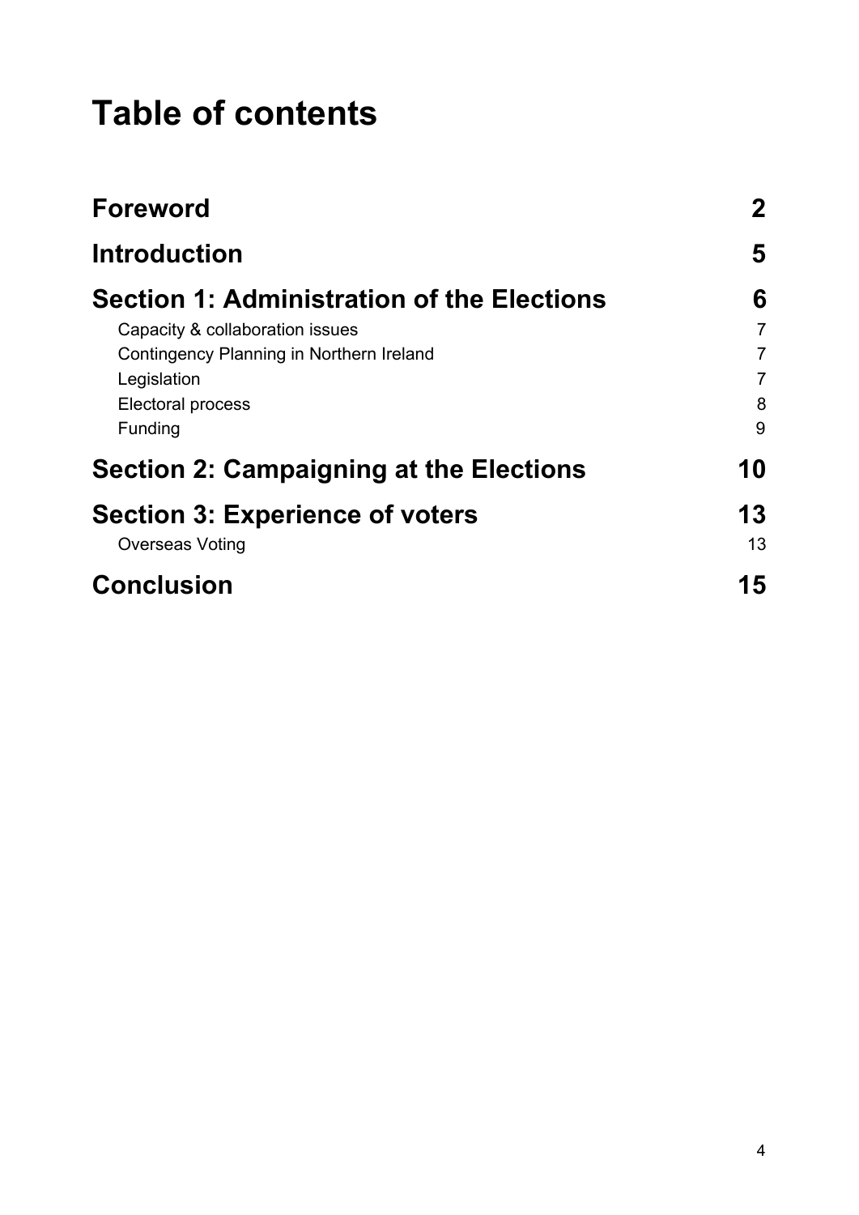# Table of contents

| | |
|---|---|
| **Foreword** | **2** |
| **Introduction** | **5** |
| **Section 1: Administration of the Elections** | **6** |
| Capacity & collaboration issues | 7 |
| Contingency Planning in Northern Ireland | 7 |
| Legislation | 7 |
| Electoral process | 8 |
| Funding | 9 |
| **Section 2: Campaigning at the Elections** | **10** |
| **Section 3: Experience of voters** | **13** |
| Overseas Voting | 13 |
| **Conclusion** | **15** |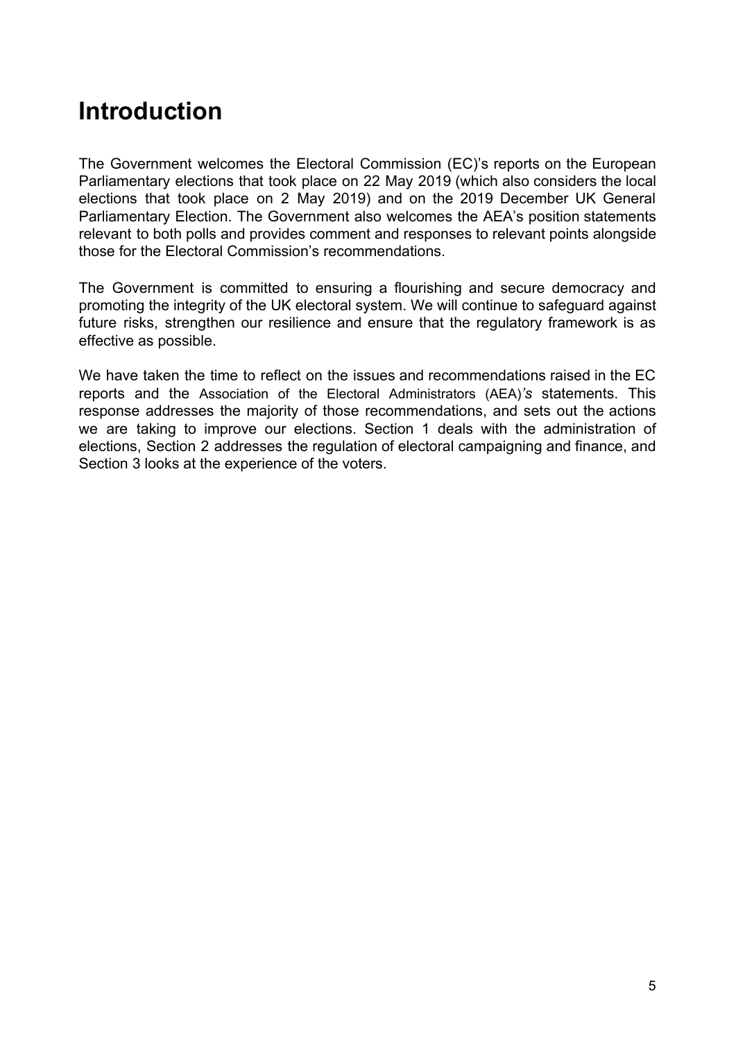# Introduction

The Government welcomes the Electoral Commission (EC)'s reports on the European Parliamentary elections that took place on 22 May 2019 (which also considers the local elections that took place on 2 May 2019) and on the 2019 December UK General Parliamentary Election. The Government also welcomes the AEA's position statements relevant to both polls and provides comment and responses to relevant points alongside those for the Electoral Commission's recommendations.

The Government is committed to ensuring a flourishing and secure democracy and promoting the integrity of the UK electoral system. We will continue to safeguard against future risks, strengthen our resilience and ensure that the regulatory framework is as effective as possible.

We have taken the time to reflect on the issues and recommendations raised in the EC reports and the Association of the Electoral Administrators (AEA)*'s* statements. This response addresses the majority of those recommendations, and sets out the actions we are taking to improve our elections. Section 1 deals with the administration of elections, Section 2 addresses the regulation of electoral campaigning and finance, and Section 3 looks at the experience of the voters.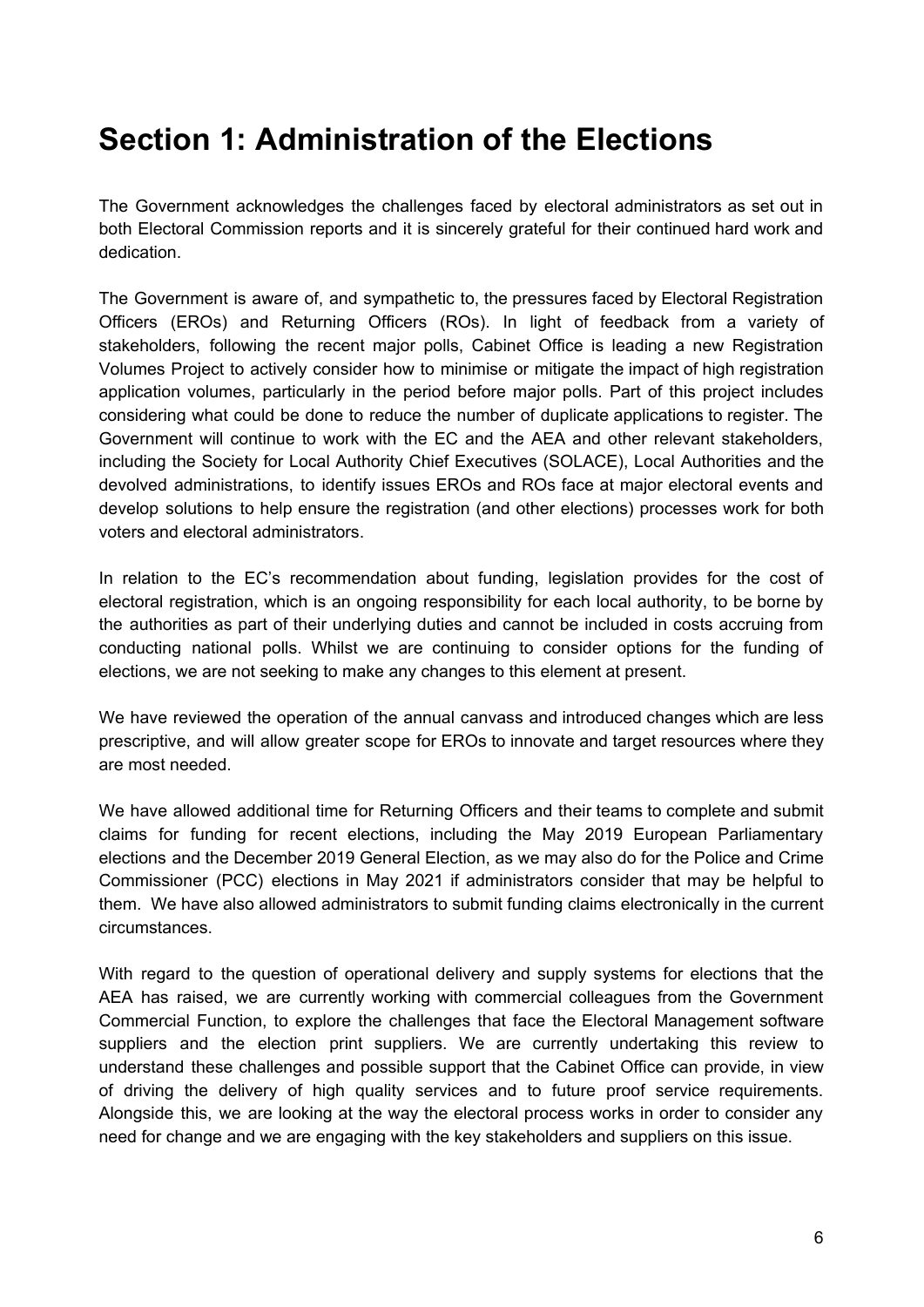# Section 1: Administration of the Elections

The Government acknowledges the challenges faced by electoral administrators as set out in both Electoral Commission reports and it is sincerely grateful for their continued hard work and dedication.

The Government is aware of, and sympathetic to, the pressures faced by Electoral Registration Officers (EROs) and Returning Officers (ROs). In light of feedback from a variety of stakeholders, following the recent major polls, Cabinet Office is leading a new Registration Volumes Project to actively consider how to minimise or mitigate the impact of high registration application volumes, particularly in the period before major polls. Part of this project includes considering what could be done to reduce the number of duplicate applications to register. The Government will continue to work with the EC and the AEA and other relevant stakeholders, including the Society for Local Authority Chief Executives (SOLACE), Local Authorities and the devolved administrations, to identify issues EROs and ROs face at major electoral events and develop solutions to help ensure the registration (and other elections) processes work for both voters and electoral administrators.

In relation to the EC's recommendation about funding, legislation provides for the cost of electoral registration, which is an ongoing responsibility for each local authority, to be borne by the authorities as part of their underlying duties and cannot be included in costs accruing from conducting national polls. Whilst we are continuing to consider options for the funding of elections, we are not seeking to make any changes to this element at present.

We have reviewed the operation of the annual canvass and introduced changes which are less prescriptive, and will allow greater scope for EROs to innovate and target resources where they are most needed.

We have allowed additional time for Returning Officers and their teams to complete and submit claims for funding for recent elections, including the May 2019 European Parliamentary elections and the December 2019 General Election, as we may also do for the Police and Crime Commissioner (PCC) elections in May 2021 if administrators consider that may be helpful to them. We have also allowed administrators to submit funding claims electronically in the current circumstances.

With regard to the question of operational delivery and supply systems for elections that the AEA has raised, we are currently working with commercial colleagues from the Government Commercial Function, to explore the challenges that face the Electoral Management software suppliers and the election print suppliers. We are currently undertaking this review to understand these challenges and possible support that the Cabinet Office can provide, in view of driving the delivery of high quality services and to future proof service requirements. Alongside this, we are looking at the way the electoral process works in order to consider any need for change and we are engaging with the key stakeholders and suppliers on this issue.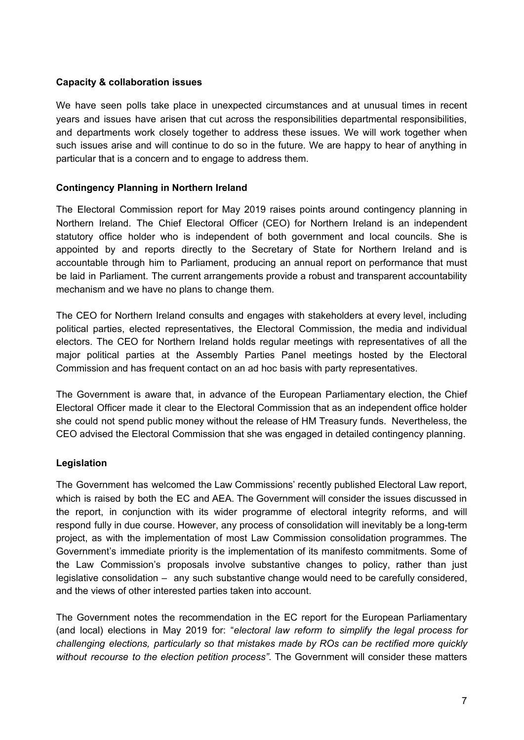**Capacity & collaboration issues**

We have seen polls take place in unexpected circumstances and at unusual times in recent years and issues have arisen that cut across the responsibilities departmental responsibilities, and departments work closely together to address these issues. We will work together when such issues arise and will continue to do so in the future. We are happy to hear of anything in particular that is a concern and to engage to address them.

**Contingency Planning in Northern Ireland**

The Electoral Commission report for May 2019 raises points around contingency planning in Northern Ireland. The Chief Electoral Officer (CEO) for Northern Ireland is an independent statutory office holder who is independent of both government and local councils. She is appointed by and reports directly to the Secretary of State for Northern Ireland and is accountable through him to Parliament, producing an annual report on performance that must be laid in Parliament. The current arrangements provide a robust and transparent accountability mechanism and we have no plans to change them.

The CEO for Northern Ireland consults and engages with stakeholders at every level, including political parties, elected representatives, the Electoral Commission, the media and individual electors. The CEO for Northern Ireland holds regular meetings with representatives of all the major political parties at the Assembly Parties Panel meetings hosted by the Electoral Commission and has frequent contact on an ad hoc basis with party representatives.

The Government is aware that, in advance of the European Parliamentary election, the Chief Electoral Officer made it clear to the Electoral Commission that as an independent office holder she could not spend public money without the release of HM Treasury funds. Nevertheless, the CEO advised the Electoral Commission that she was engaged in detailed contingency planning.

**Legislation**

The Government has welcomed the Law Commissions' recently published Electoral Law report, which is raised by both the EC and AEA. The Government will consider the issues discussed in the report, in conjunction with its wider programme of electoral integrity reforms, and will respond fully in due course. However, any process of consolidation will inevitably be a long-term project, as with the implementation of most Law Commission consolidation programmes. The Government's immediate priority is the implementation of its manifesto commitments. Some of the Law Commission's proposals involve substantive changes to policy, rather than just legislative consolidation – any such substantive change would need to be carefully considered, and the views of other interested parties taken into account.

The Government notes the recommendation in the EC report for the European Parliamentary (and local) elections in May 2019 for: "*electoral law reform to simplify the legal process for challenging elections, particularly so that mistakes made by ROs can be rectified more quickly without recourse to the election petition process"*. The Government will consider these matters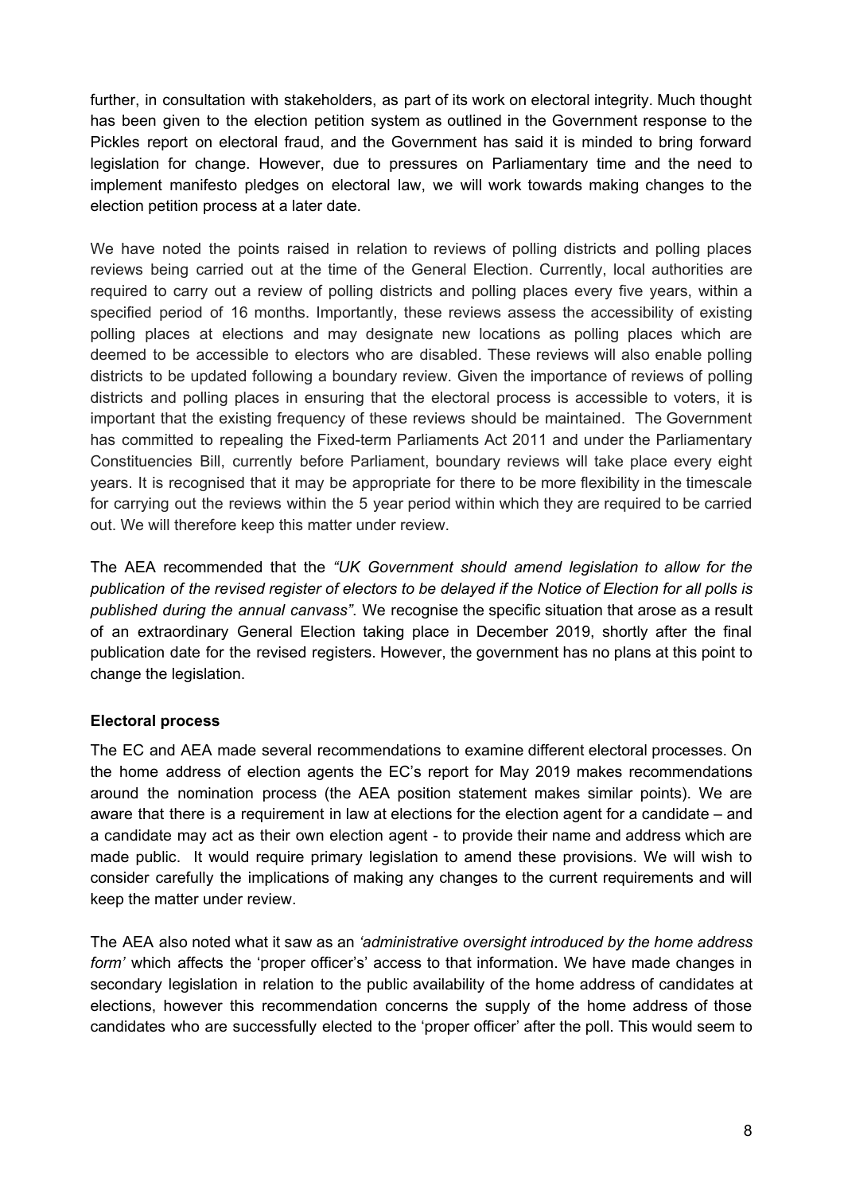further, in consultation with stakeholders, as part of its work on electoral integrity. Much thought has been given to the election petition system as outlined in the Government response to the Pickles report on electoral fraud, and the Government has said it is minded to bring forward legislation for change. However, due to pressures on Parliamentary time and the need to implement manifesto pledges on electoral law, we will work towards making changes to the election petition process at a later date.

We have noted the points raised in relation to reviews of polling districts and polling places reviews being carried out at the time of the General Election. Currently, local authorities are required to carry out a review of polling districts and polling places every five years, within a specified period of 16 months. Importantly, these reviews assess the accessibility of existing polling places at elections and may designate new locations as polling places which are deemed to be accessible to electors who are disabled. These reviews will also enable polling districts to be updated following a boundary review. Given the importance of reviews of polling districts and polling places in ensuring that the electoral process is accessible to voters, it is important that the existing frequency of these reviews should be maintained. The Government has committed to repealing the Fixed-term Parliaments Act 2011 and under the Parliamentary Constituencies Bill, currently before Parliament, boundary reviews will take place every eight years. It is recognised that it may be appropriate for there to be more flexibility in the timescale for carrying out the reviews within the 5 year period within which they are required to be carried out. We will therefore keep this matter under review.

The AEA recommended that the *"UK Government should amend legislation to allow for the publication of the revised register of electors to be delayed if the Notice of Election for all polls is published during the annual canvass"*. We recognise the specific situation that arose as a result of an extraordinary General Election taking place in December 2019, shortly after the final publication date for the revised registers. However, the government has no plans at this point to change the legislation.

**Electoral process**

The EC and AEA made several recommendations to examine different electoral processes. On the home address of election agents the EC's report for May 2019 makes recommendations around the nomination process (the AEA position statement makes similar points). We are aware that there is a requirement in law at elections for the election agent for a candidate – and a candidate may act as their own election agent - to provide their name and address which are made public. It would require primary legislation to amend these provisions. We will wish to consider carefully the implications of making any changes to the current requirements and will keep the matter under review.

The AEA also noted what it saw as an *'administrative oversight introduced by the home address form'* which affects the 'proper officer's' access to that information. We have made changes in secondary legislation in relation to the public availability of the home address of candidates at elections, however this recommendation concerns the supply of the home address of those candidates who are successfully elected to the 'proper officer' after the poll. This would seem to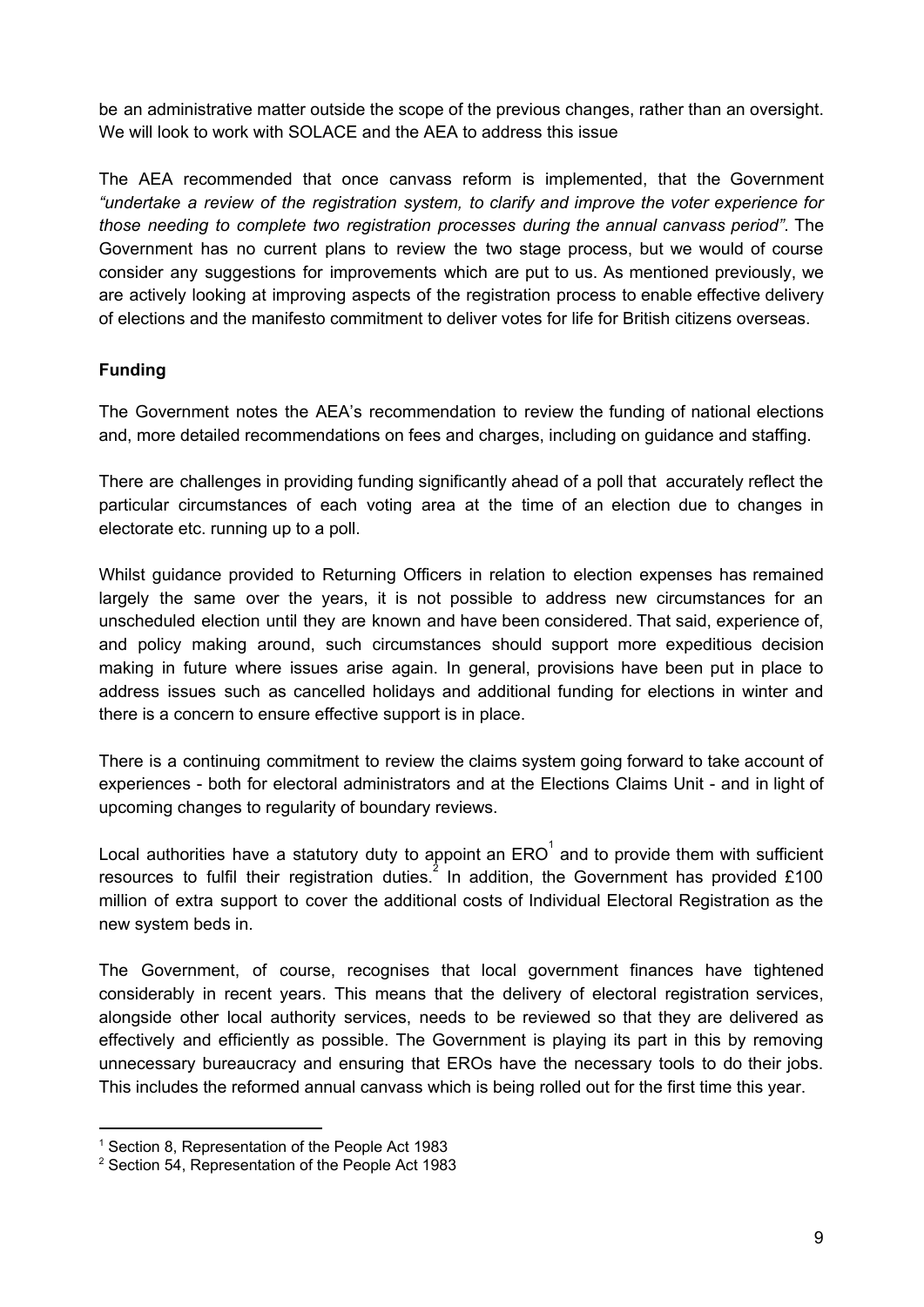be an administrative matter outside the scope of the previous changes, rather than an oversight. We will look to work with SOLACE and the AEA to address this issue

The AEA recommended that once canvass reform is implemented, that the Government *"undertake a review of the registration system, to clarify and improve the voter experience for those needing to complete two registration processes during the annual canvass period"*. The Government has no current plans to review the two stage process, but we would of course consider any suggestions for improvements which are put to us. As mentioned previously, we are actively looking at improving aspects of the registration process to enable effective delivery of elections and the manifesto commitment to deliver votes for life for British citizens overseas.

**Funding**

The Government notes the AEA's recommendation to review the funding of national elections and, more detailed recommendations on fees and charges, including on guidance and staffing.

There are challenges in providing funding significantly ahead of a poll that accurately reflect the particular circumstances of each voting area at the time of an election due to changes in electorate etc. running up to a poll.

Whilst guidance provided to Returning Officers in relation to election expenses has remained largely the same over the years, it is not possible to address new circumstances for an unscheduled election until they are known and have been considered. That said, experience of, and policy making around, such circumstances should support more expeditious decision making in future where issues arise again. In general, provisions have been put in place to address issues such as cancelled holidays and additional funding for elections in winter and there is a concern to ensure effective support is in place.

There is a continuing commitment to review the claims system going forward to take account of experiences - both for electoral administrators and at the Elections Claims Unit - and in light of upcoming changes to regularity of boundary reviews.

Local authorities have a statutory duty to appoint an ERO[1] and to provide them with sufficient resources to fulfil their registration duties.[2] In addition, the Government has provided £100 million of extra support to cover the additional costs of Individual Electoral Registration as the new system beds in.

The Government, of course, recognises that local government finances have tightened considerably in recent years. This means that the delivery of electoral registration services, alongside other local authority services, needs to be reviewed so that they are delivered as effectively and efficiently as possible. The Government is playing its part in this by removing unnecessary bureaucracy and ensuring that EROs have the necessary tools to do their jobs. This includes the reformed annual canvass which is being rolled out for the first time this year.

---

[1] Section 8, Representation of the People Act 1983

[2] Section 54, Representation of the People Act 1983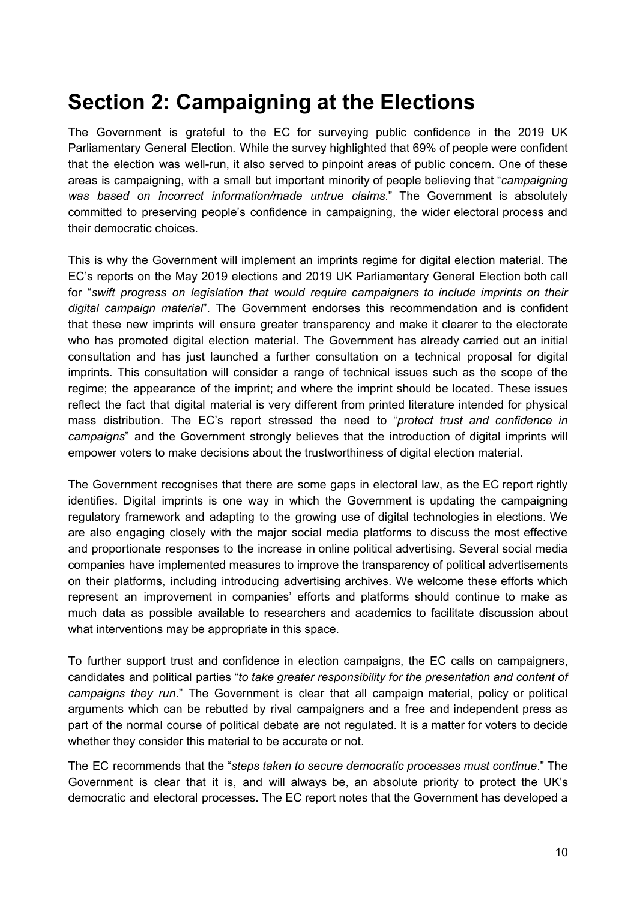# Section 2: Campaigning at the Elections

The Government is grateful to the EC for surveying public confidence in the 2019 UK Parliamentary General Election. While the survey highlighted that 69% of people were confident that the election was well-run, it also served to pinpoint areas of public concern. One of these areas is campaigning, with a small but important minority of people believing that "*campaigning was based on incorrect information/made untrue claims*." The Government is absolutely committed to preserving people's confidence in campaigning, the wider electoral process and their democratic choices.

This is why the Government will implement an imprints regime for digital election material. The EC's reports on the May 2019 elections and 2019 UK Parliamentary General Election both call for "*swift progress on legislation that would require campaigners to include imprints on their digital campaign material*". The Government endorses this recommendation and is confident that these new imprints will ensure greater transparency and make it clearer to the electorate who has promoted digital election material. The Government has already carried out an initial consultation and has just launched a further consultation on a technical proposal for digital imprints. This consultation will consider a range of technical issues such as the scope of the regime; the appearance of the imprint; and where the imprint should be located. These issues reflect the fact that digital material is very different from printed literature intended for physical mass distribution. The EC's report stressed the need to "*protect trust and confidence in campaigns*" and the Government strongly believes that the introduction of digital imprints will empower voters to make decisions about the trustworthiness of digital election material.

The Government recognises that there are some gaps in electoral law, as the EC report rightly identifies. Digital imprints is one way in which the Government is updating the campaigning regulatory framework and adapting to the growing use of digital technologies in elections. We are also engaging closely with the major social media platforms to discuss the most effective and proportionate responses to the increase in online political advertising. Several social media companies have implemented measures to improve the transparency of political advertisements on their platforms, including introducing advertising archives. We welcome these efforts which represent an improvement in companies' efforts and platforms should continue to make as much data as possible available to researchers and academics to facilitate discussion about what interventions may be appropriate in this space.

To further support trust and confidence in election campaigns, the EC calls on campaigners, candidates and political parties "*to take greater responsibility for the presentation and content of campaigns they run*." The Government is clear that all campaign material, policy or political arguments which can be rebutted by rival campaigners and a free and independent press as part of the normal course of political debate are not regulated. It is a matter for voters to decide whether they consider this material to be accurate or not.

The EC recommends that the "*steps taken to secure democratic processes must continue*." The Government is clear that it is, and will always be, an absolute priority to protect the UK's democratic and electoral processes. The EC report notes that the Government has developed a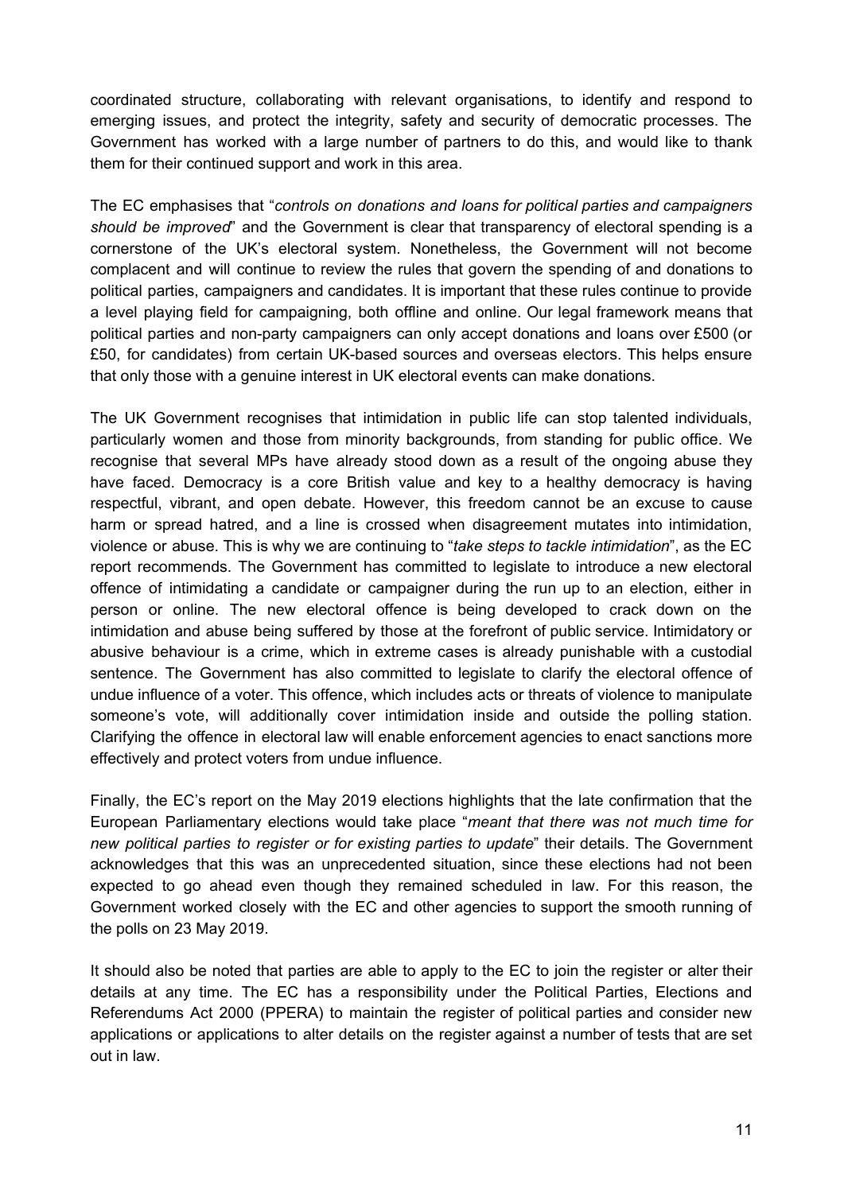coordinated structure, collaborating with relevant organisations, to identify and respond to emerging issues, and protect the integrity, safety and security of democratic processes. The Government has worked with a large number of partners to do this, and would like to thank them for their continued support and work in this area.

The EC emphasises that "*controls on donations and loans for political parties and campaigners should be improved*" and the Government is clear that transparency of electoral spending is a cornerstone of the UK's electoral system. Nonetheless, the Government will not become complacent and will continue to review the rules that govern the spending of and donations to political parties, campaigners and candidates. It is important that these rules continue to provide a level playing field for campaigning, both offline and online. Our legal framework means that political parties and non-party campaigners can only accept donations and loans over £500 (or £50, for candidates) from certain UK-based sources and overseas electors. This helps ensure that only those with a genuine interest in UK electoral events can make donations.

The UK Government recognises that intimidation in public life can stop talented individuals, particularly women and those from minority backgrounds, from standing for public office. We recognise that several MPs have already stood down as a result of the ongoing abuse they have faced. Democracy is a core British value and key to a healthy democracy is having respectful, vibrant, and open debate. However, this freedom cannot be an excuse to cause harm or spread hatred, and a line is crossed when disagreement mutates into intimidation, violence or abuse. This is why we are continuing to "*take steps to tackle intimidation*", as the EC report recommends. The Government has committed to legislate to introduce a new electoral offence of intimidating a candidate or campaigner during the run up to an election, either in person or online. The new electoral offence is being developed to crack down on the intimidation and abuse being suffered by those at the forefront of public service. Intimidatory or abusive behaviour is a crime, which in extreme cases is already punishable with a custodial sentence. The Government has also committed to legislate to clarify the electoral offence of undue influence of a voter. This offence, which includes acts or threats of violence to manipulate someone's vote, will additionally cover intimidation inside and outside the polling station. Clarifying the offence in electoral law will enable enforcement agencies to enact sanctions more effectively and protect voters from undue influence.

Finally, the EC's report on the May 2019 elections highlights that the late confirmation that the European Parliamentary elections would take place "*meant that there was not much time for new political parties to register or for existing parties to update*" their details. The Government acknowledges that this was an unprecedented situation, since these elections had not been expected to go ahead even though they remained scheduled in law. For this reason, the Government worked closely with the EC and other agencies to support the smooth running of the polls on 23 May 2019.

It should also be noted that parties are able to apply to the EC to join the register or alter their details at any time. The EC has a responsibility under the Political Parties, Elections and Referendums Act 2000 (PPERA) to maintain the register of political parties and consider new applications or applications to alter details on the register against a number of tests that are set out in law.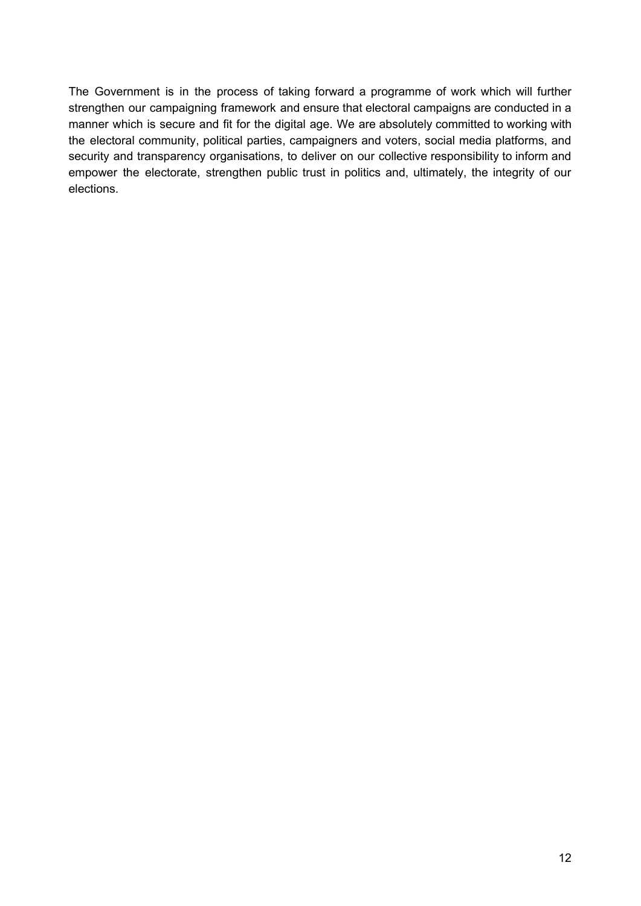The Government is in the process of taking forward a programme of work which will further strengthen our campaigning framework and ensure that electoral campaigns are conducted in a manner which is secure and fit for the digital age. We are absolutely committed to working with the electoral community, political parties, campaigners and voters, social media platforms, and security and transparency organisations, to deliver on our collective responsibility to inform and empower the electorate, strengthen public trust in politics and, ultimately, the integrity of our elections.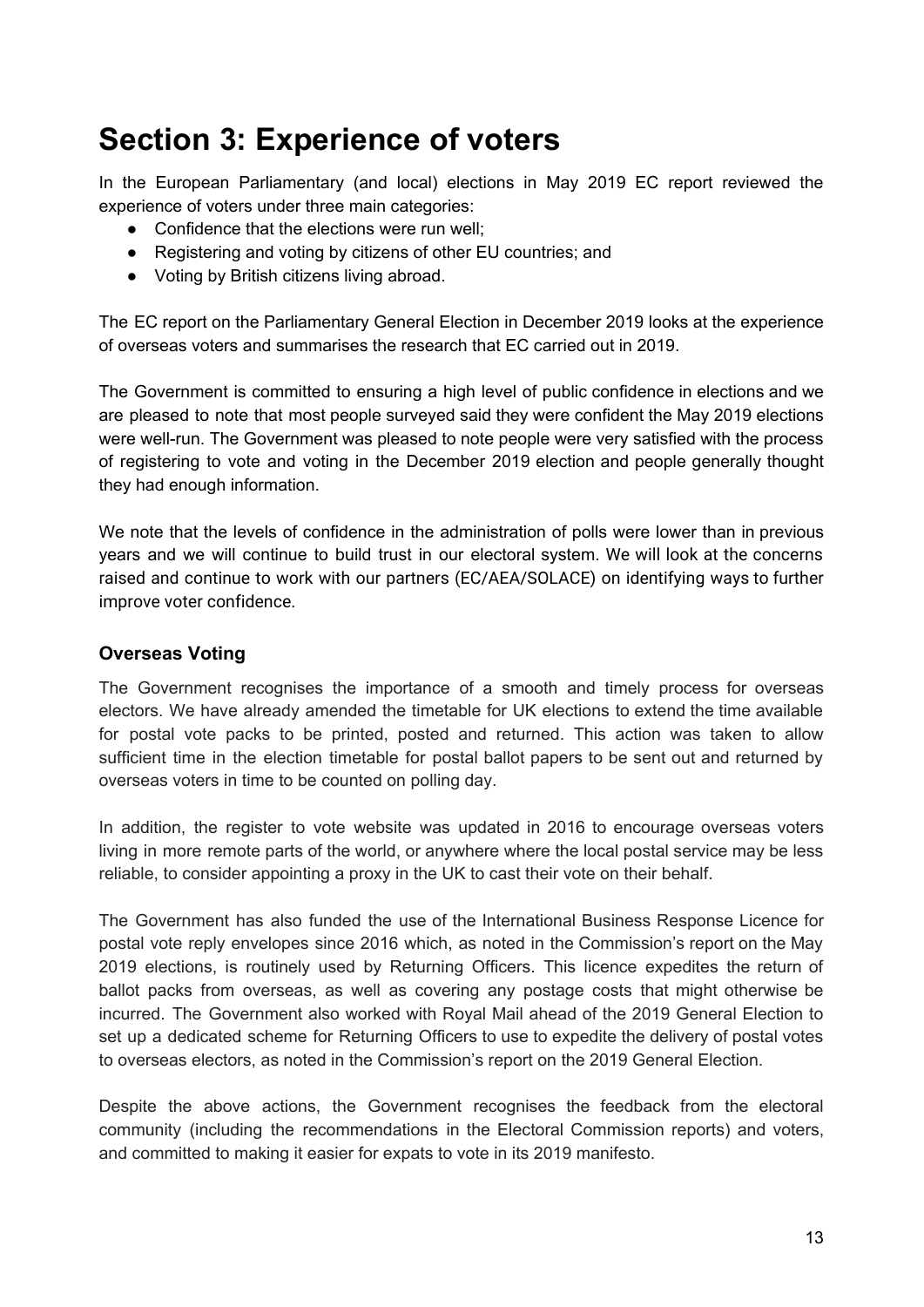# Section 3: Experience of voters

In the European Parliamentary (and local) elections in May 2019 EC report reviewed the experience of voters under three main categories:

- Confidence that the elections were run well;
- Registering and voting by citizens of other EU countries; and
- Voting by British citizens living abroad.

The EC report on the Parliamentary General Election in December 2019 looks at the experience of overseas voters and summarises the research that EC carried out in 2019.

The Government is committed to ensuring a high level of public confidence in elections and we are pleased to note that most people surveyed said they were confident the May 2019 elections were well-run. The Government was pleased to note people were very satisfied with the process of registering to vote and voting in the December 2019 election and people generally thought they had enough information.

We note that the levels of confidence in the administration of polls were lower than in previous years and we will continue to build trust in our electoral system. We will look at the concerns raised and continue to work with our partners (EC/AEA/SOLACE) on identifying ways to further improve voter confidence.

### Overseas Voting

The Government recognises the importance of a smooth and timely process for overseas electors. We have already amended the timetable for UK elections to extend the time available for postal vote packs to be printed, posted and returned. This action was taken to allow sufficient time in the election timetable for postal ballot papers to be sent out and returned by overseas voters in time to be counted on polling day.

In addition, the register to vote website was updated in 2016 to encourage overseas voters living in more remote parts of the world, or anywhere where the local postal service may be less reliable, to consider appointing a proxy in the UK to cast their vote on their behalf.

The Government has also funded the use of the International Business Response Licence for postal vote reply envelopes since 2016 which, as noted in the Commission's report on the May 2019 elections, is routinely used by Returning Officers. This licence expedites the return of ballot packs from overseas, as well as covering any postage costs that might otherwise be incurred. The Government also worked with Royal Mail ahead of the 2019 General Election to set up a dedicated scheme for Returning Officers to use to expedite the delivery of postal votes to overseas electors, as noted in the Commission's report on the 2019 General Election.

Despite the above actions, the Government recognises the feedback from the electoral community (including the recommendations in the Electoral Commission reports) and voters, and committed to making it easier for expats to vote in its 2019 manifesto.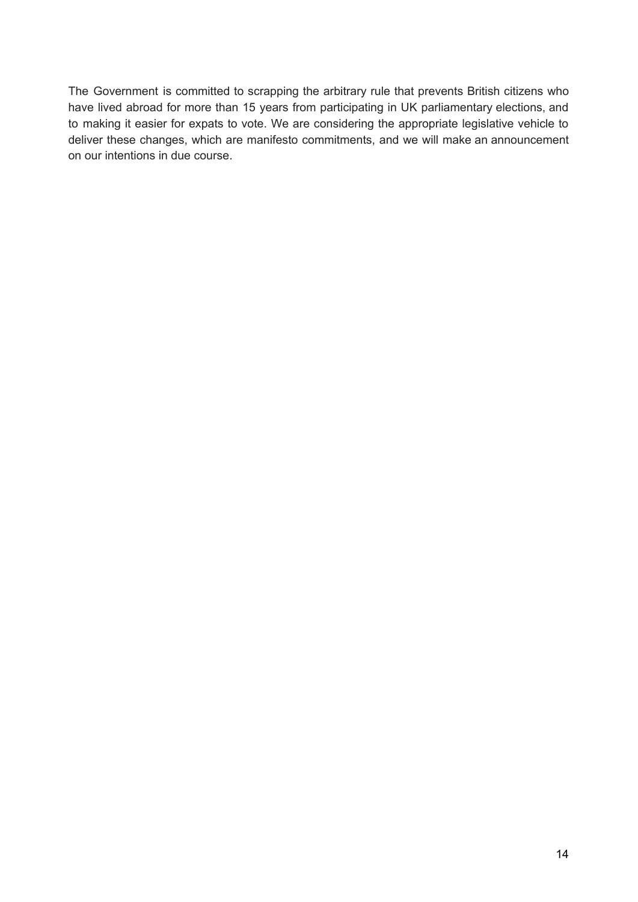The Government is committed to scrapping the arbitrary rule that prevents British citizens who have lived abroad for more than 15 years from participating in UK parliamentary elections, and to making it easier for expats to vote. We are considering the appropriate legislative vehicle to deliver these changes, which are manifesto commitments, and we will make an announcement on our intentions in due course.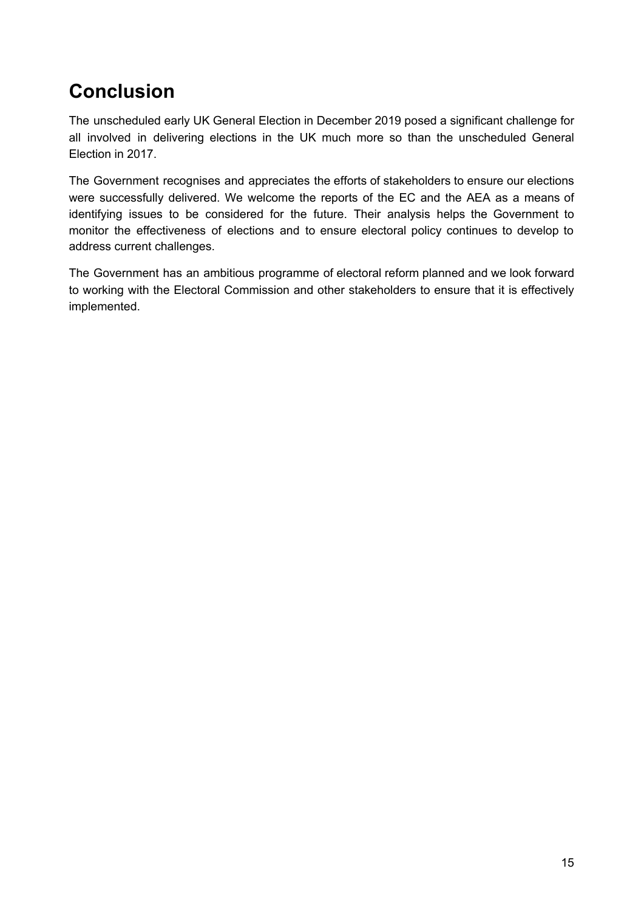# Conclusion

The unscheduled early UK General Election in December 2019 posed a significant challenge for all involved in delivering elections in the UK much more so than the unscheduled General Election in 2017.

The Government recognises and appreciates the efforts of stakeholders to ensure our elections were successfully delivered. We welcome the reports of the EC and the AEA as a means of identifying issues to be considered for the future. Their analysis helps the Government to monitor the effectiveness of elections and to ensure electoral policy continues to develop to address current challenges.

The Government has an ambitious programme of electoral reform planned and we look forward to working with the Electoral Commission and other stakeholders to ensure that it is effectively implemented.